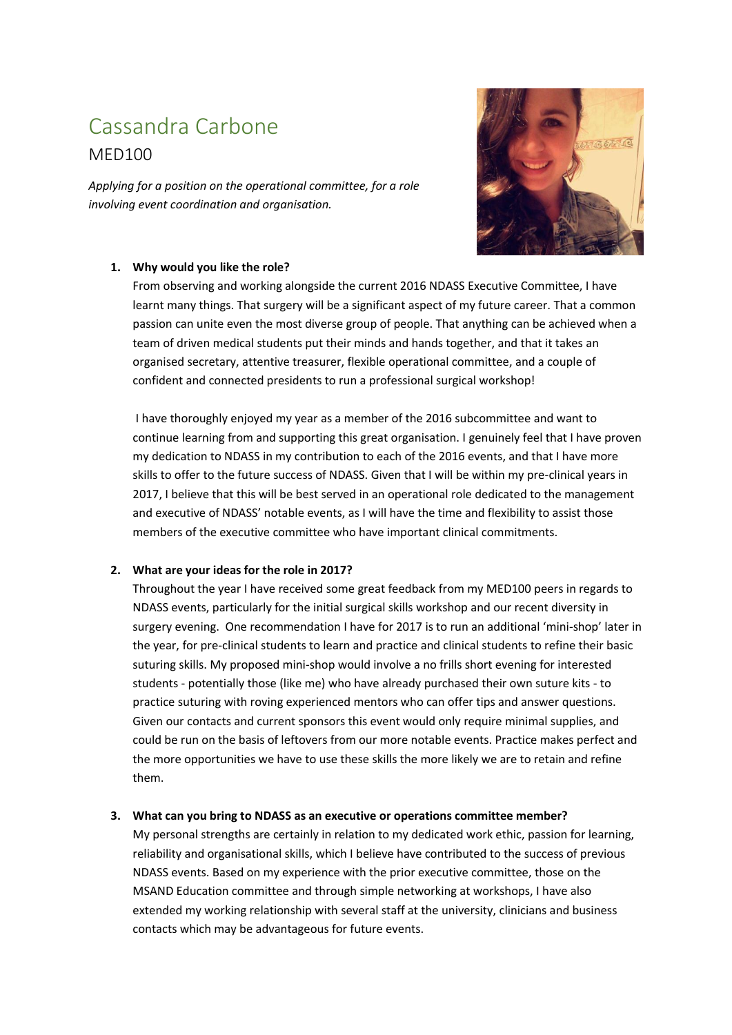# Cassandra Carbone

## MED100

*Applying for a position on the operational committee, for a role involving event coordination and organisation.*

1. **Why would you like the role?**

   From observing and working alongside the current 2016 NDASS Executive Committee, I have learnt many things. That surgery will be a significant aspect of my future career. That a common passion can unite even the most diverse group of people. That anything can be achieved when a team of driven medical students put their minds and hands together, and that it takes an organised secretary, attentive treasurer, flexible operational committee, and a couple of confident and connected presidents to run a professional surgical workshop!

   I have thoroughly enjoyed my year as a member of the 2016 subcommittee and want to continue learning from and supporting this great organisation. I genuinely feel that I have proven my dedication to NDASS in my contribution to each of the 2016 events, and that I have more skills to offer to the future success of NDASS. Given that I will be within my pre-clinical years in 2017, I believe that this will be best served in an operational role dedicated to the management and executive of NDASS' notable events, as I will have the time and flexibility to assist those members of the executive committee who have important clinical commitments.

2. **What are your ideas for the role in 2017?**

   Throughout the year I have received some great feedback from my MED100 peers in regards to NDASS events, particularly for the initial surgical skills workshop and our recent diversity in surgery evening. One recommendation I have for 2017 is to run an additional 'mini-shop' later in the year, for pre-clinical students to learn and practice and clinical students to refine their basic suturing skills. My proposed mini-shop would involve a no frills short evening for interested students - potentially those (like me) who have already purchased their own suture kits - to practice suturing with roving experienced mentors who can offer tips and answer questions. Given our contacts and current sponsors this event would only require minimal supplies, and could be run on the basis of leftovers from our more notable events. Practice makes perfect and the more opportunities we have to use these skills the more likely we are to retain and refine them.

3. **What can you bring to NDASS as an executive or operations committee member?**

   My personal strengths are certainly in relation to my dedicated work ethic, passion for learning, reliability and organisational skills, which I believe have contributed to the success of previous NDASS events. Based on my experience with the prior executive committee, those on the MSAND Education committee and through simple networking at workshops, I have also extended my working relationship with several staff at the university, clinicians and business contacts which may be advantageous for future events.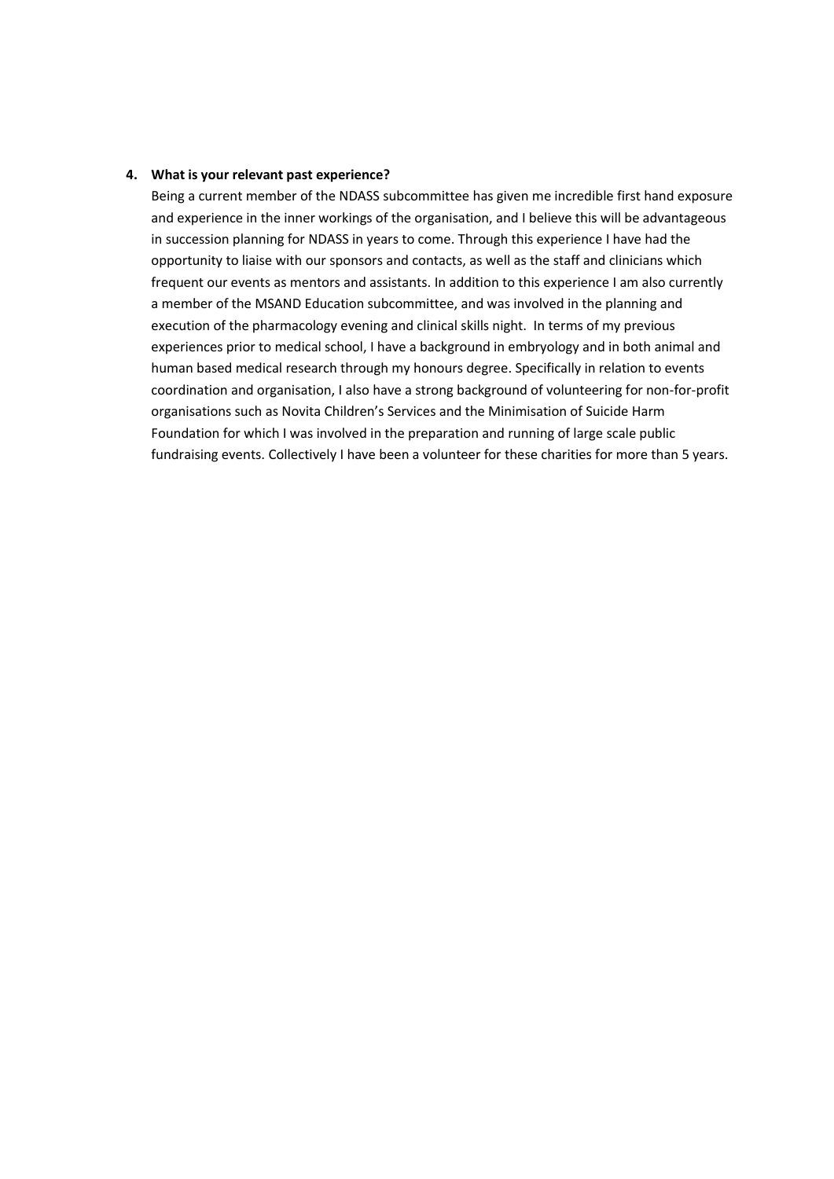4. **What is your relevant past experience?**

   Being a current member of the NDASS subcommittee has given me incredible first hand exposure and experience in the inner workings of the organisation, and I believe this will be advantageous in succession planning for NDASS in years to come. Through this experience I have had the opportunity to liaise with our sponsors and contacts, as well as the staff and clinicians which frequent our events as mentors and assistants. In addition to this experience I am also currently a member of the MSAND Education subcommittee, and was involved in the planning and execution of the pharmacology evening and clinical skills night. In terms of my previous experiences prior to medical school, I have a background in embryology and in both animal and human based medical research through my honours degree. Specifically in relation to events coordination and organisation, I also have a strong background of volunteering for non-for-profit organisations such as Novita Children's Services and the Minimisation of Suicide Harm Foundation for which I was involved in the preparation and running of large scale public fundraising events. Collectively I have been a volunteer for these charities for more than 5 years.